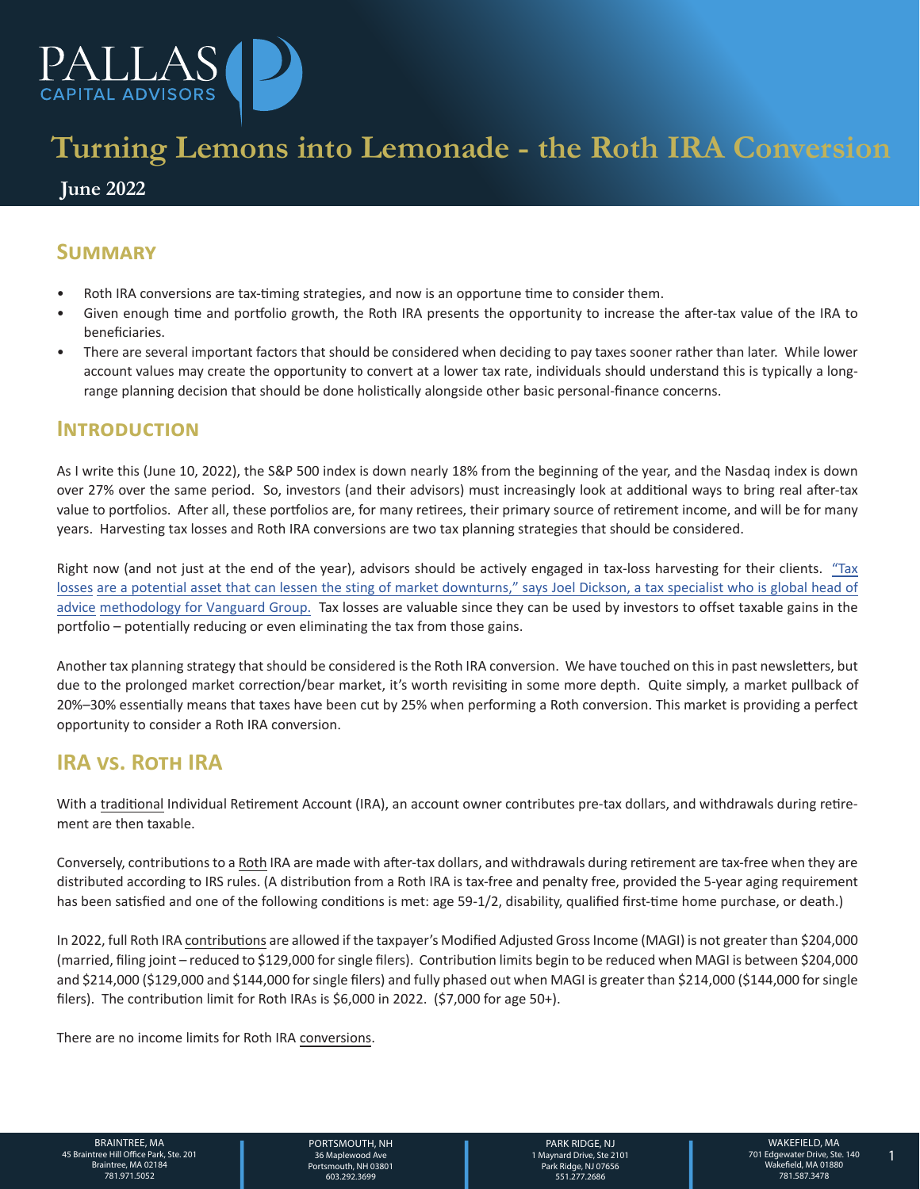# Turning Lemons into Lemonade - the Roth IRA Conversion

**June 2022**

## Summary

- Roth IRA conversions are tax-timing strategies, and now is an opportune time to consider them.
- Given enough time and portfolio growth, the Roth IRA presents the opportunity to increase the after-tax value of the IRA to beneficiaries.
- There are several important factors that should be considered when deciding to pay taxes sooner rather than later. While lower account values may create the opportunity to convert at a lower tax rate, individuals should understand this is typically a long-range planning decision that should be done holistically alongside other basic personal-finance concerns.

## Introduction

As I write this (June 10, 2022), the S&P 500 index is down nearly 18% from the beginning of the year, and the Nasdaq index is down over 27% over the same period. So, investors (and their advisors) must increasingly look at additional ways to bring real after-tax value to portfolios. After all, these portfolios are, for many retirees, their primary source of retirement income, and will be for many years. Harvesting tax losses and Roth IRA conversions are two tax planning strategies that should be considered.

Right now (and not just at the end of the year), advisors should be actively engaged in tax-loss harvesting for their clients. "Tax losses are a potential asset that can lessen the sting of market downturns," says Joel Dickson, a tax specialist who is global head of advice methodology for Vanguard Group. Tax losses are valuable since they can be used by investors to offset taxable gains in the portfolio – potentially reducing or even eliminating the tax from those gains.

Another tax planning strategy that should be considered is the Roth IRA conversion. We have touched on this in past newsletters, but due to the prolonged market correction/bear market, it's worth revisiting in some more depth. Quite simply, a market pullback of 20%–30% essentially means that taxes have been cut by 25% when performing a Roth conversion. This market is providing a perfect opportunity to consider a Roth IRA conversion.

## IRA vs. Roth IRA

With a traditional Individual Retirement Account (IRA), an account owner contributes pre-tax dollars, and withdrawals during retirement are then taxable.

Conversely, contributions to a Roth IRA are made with after-tax dollars, and withdrawals during retirement are tax-free when they are distributed according to IRS rules. (A distribution from a Roth IRA is tax-free and penalty free, provided the 5-year aging requirement has been satisfied and one of the following conditions is met: age 59-1/2, disability, qualified first-time home purchase, or death.)

In 2022, full Roth IRA contributions are allowed if the taxpayer's Modified Adjusted Gross Income (MAGI) is not greater than $204,000 (married, filing joint – reduced to $129,000 for single filers). Contribution limits begin to be reduced when MAGI is between $204,000 and $214,000 ($129,000 and $144,000 for single filers) and fully phased out when MAGI is greater than $214,000 ($144,000 for single filers). The contribution limit for Roth IRAs is $6,000 in 2022. ($7,000 for age 50+).

There are no income limits for Roth IRA conversions.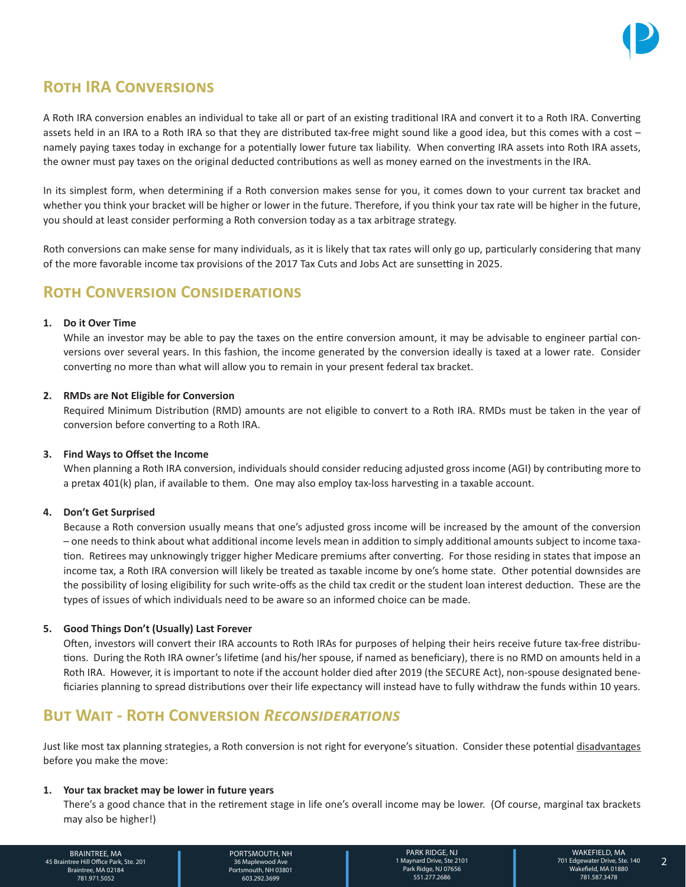## Roth IRA Conversions

A Roth IRA conversion enables an individual to take all or part of an existing traditional IRA and convert it to a Roth IRA. Converting assets held in an IRA to a Roth IRA so that they are distributed tax-free might sound like a good idea, but this comes with a cost – namely paying taxes today in exchange for a potentially lower future tax liability. When converting IRA assets into Roth IRA assets, the owner must pay taxes on the original deducted contributions as well as money earned on the investments in the IRA.

In its simplest form, when determining if a Roth conversion makes sense for you, it comes down to your current tax bracket and whether you think your bracket will be higher or lower in the future. Therefore, if you think your tax rate will be higher in the future, you should at least consider performing a Roth conversion today as a tax arbitrage strategy.

Roth conversions can make sense for many individuals, as it is likely that tax rates will only go up, particularly considering that many of the more favorable income tax provisions of the 2017 Tax Cuts and Jobs Act are sunsetting in 2025.

## Roth Conversion Considerations

1. **Do it Over Time**
   While an investor may be able to pay the taxes on the entire conversion amount, it may be advisable to engineer partial conversions over several years. In this fashion, the income generated by the conversion ideally is taxed at a lower rate. Consider converting no more than what will allow you to remain in your present federal tax bracket.

2. **RMDs are Not Eligible for Conversion**
   Required Minimum Distribution (RMD) amounts are not eligible to convert to a Roth IRA. RMDs must be taken in the year of conversion before converting to a Roth IRA.

3. **Find Ways to Offset the Income**
   When planning a Roth IRA conversion, individuals should consider reducing adjusted gross income (AGI) by contributing more to a pretax 401(k) plan, if available to them. One may also employ tax-loss harvesting in a taxable account.

4. **Don't Get Surprised**
   Because a Roth conversion usually means that one's adjusted gross income will be increased by the amount of the conversion – one needs to think about what additional income levels mean in addition to simply additional amounts subject to income taxation. Retirees may unknowingly trigger higher Medicare premiums after converting. For those residing in states that impose an income tax, a Roth IRA conversion will likely be treated as taxable income by one's home state. Other potential downsides are the possibility of losing eligibility for such write-offs as the child tax credit or the student loan interest deduction. These are the types of issues of which individuals need to be aware so an informed choice can be made.

5. **Good Things Don't (Usually) Last Forever**
   Often, investors will convert their IRA accounts to Roth IRAs for purposes of helping their heirs receive future tax-free distributions. During the Roth IRA owner's lifetime (and his/her spouse, if named as beneficiary), there is no RMD on amounts held in a Roth IRA. However, it is important to note if the account holder died after 2019 (the SECURE Act), non-spouse designated beneficiaries planning to spread distributions over their life expectancy will instead have to fully withdraw the funds within 10 years.

## But Wait - Roth Conversion *Reconsiderations*

Just like most tax planning strategies, a Roth conversion is not right for everyone's situation. Consider these potential disadvantages before you make the move:

1. **Your tax bracket may be lower in future years**
   There's a good chance that in the retirement stage in life one's overall income may be lower. (Of course, marginal tax brackets may also be higher!)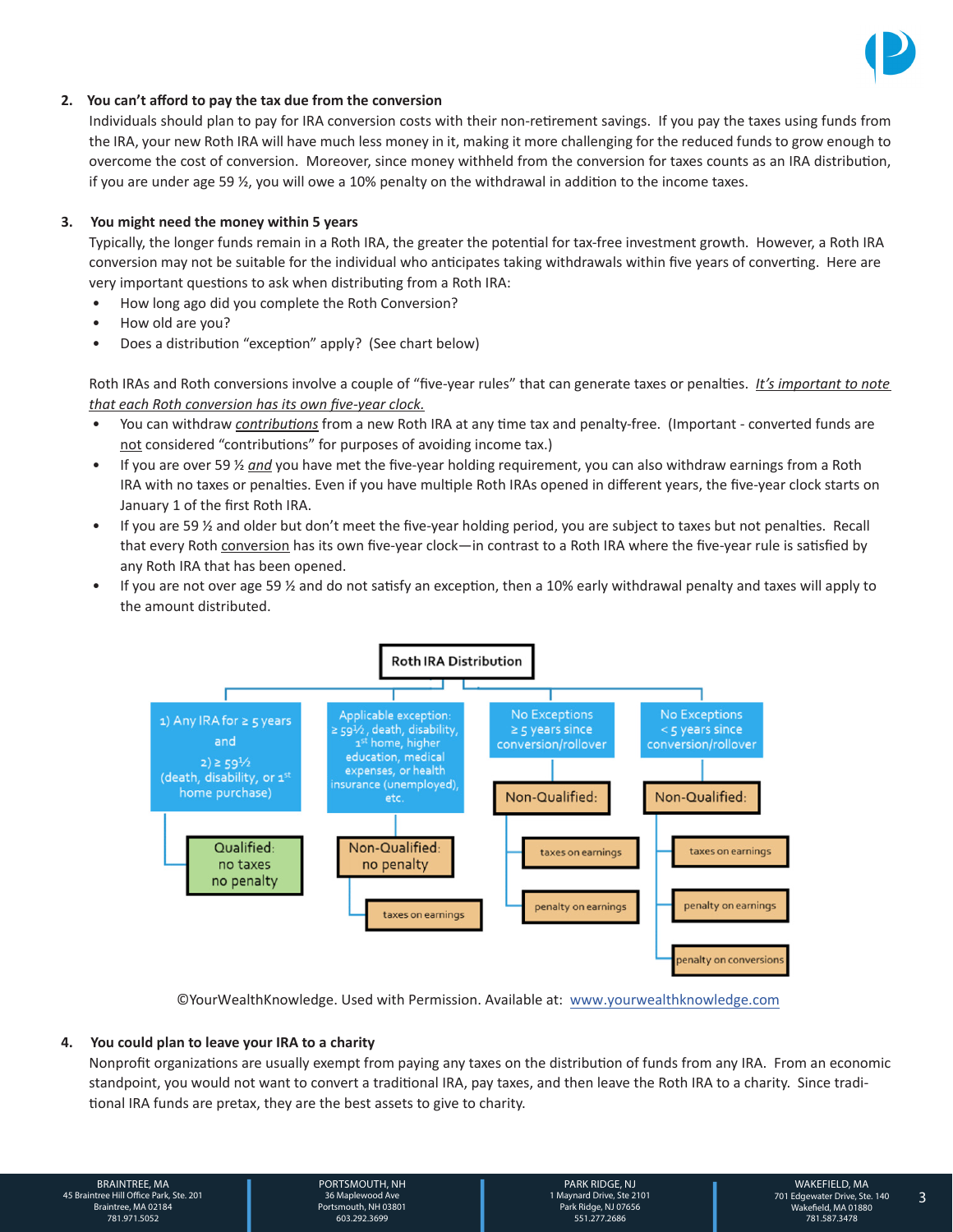2. **You can't afford to pay the tax due from the conversion**

   Individuals should plan to pay for IRA conversion costs with their non-retirement savings. If you pay the taxes using funds from the IRA, your new Roth IRA will have much less money in it, making it more challenging for the reduced funds to grow enough to overcome the cost of conversion. Moreover, since money withheld from the conversion for taxes counts as an IRA distribution, if you are under age 59 ½, you will owe a 10% penalty on the withdrawal in addition to the income taxes.

3. **You might need the money within 5 years**

   Typically, the longer funds remain in a Roth IRA, the greater the potential for tax-free investment growth. However, a Roth IRA conversion may not be suitable for the individual who anticipates taking withdrawals within five years of converting. Here are very important questions to ask when distributing from a Roth IRA:

   - How long ago did you complete the Roth Conversion?
   - How old are you?
   - Does a distribution "exception" apply? (See chart below)

   Roth IRAs and Roth conversions involve a couple of "five-year rules" that can generate taxes or penalties. *It's important to note that each Roth conversion has its own five-year clock.*

   - You can withdraw *contributions* from a new Roth IRA at any time tax and penalty-free. (Important - converted funds are not considered "contributions" for purposes of avoiding income tax.)
   - If you are over 59 ½ *and* you have met the five-year holding requirement, you can also withdraw earnings from a Roth IRA with no taxes or penalties. Even if you have multiple Roth IRAs opened in different years, the five-year clock starts on January 1 of the first Roth IRA.
   - If you are 59 ½ and older but don't meet the five-year holding period, you are subject to taxes but not penalties. Recall that every Roth conversion has its own five-year clock—in contrast to a Roth IRA where the five-year rule is satisfied by any Roth IRA that has been opened.
   - If you are not over age 59 ½ and do not satisfy an exception, then a 10% early withdrawal penalty and taxes will apply to the amount distributed.

**Roth IRA Distribution**

| Condition | Result |
|---|---|
| 1) Any IRA for ≥ 5 years and 2) ≥ 59½ (death, disability, or 1st home purchase) | Qualified: no taxes, no penalty |
| Applicable exception: ≥ 59½, death, disability, 1st home, higher education, medical expenses, or health insurance (unemployed), etc. | Non-Qualified: no penalty; taxes on earnings |
| No Exceptions ≥ 5 years since conversion/rollover | Non-Qualified: taxes on earnings; penalty on earnings |
| No Exceptions < 5 years since conversion/rollover | Non-Qualified: taxes on earnings; penalty on earnings; penalty on conversions |

©YourWealthKnowledge. Used with Permission. Available at: www.yourwealthknowledge.com

4. **You could plan to leave your IRA to a charity**

   Nonprofit organizations are usually exempt from paying any taxes on the distribution of funds from any IRA. From an economic standpoint, you would not want to convert a traditional IRA, pay taxes, and then leave the Roth IRA to a charity. Since traditional IRA funds are pretax, they are the best assets to give to charity.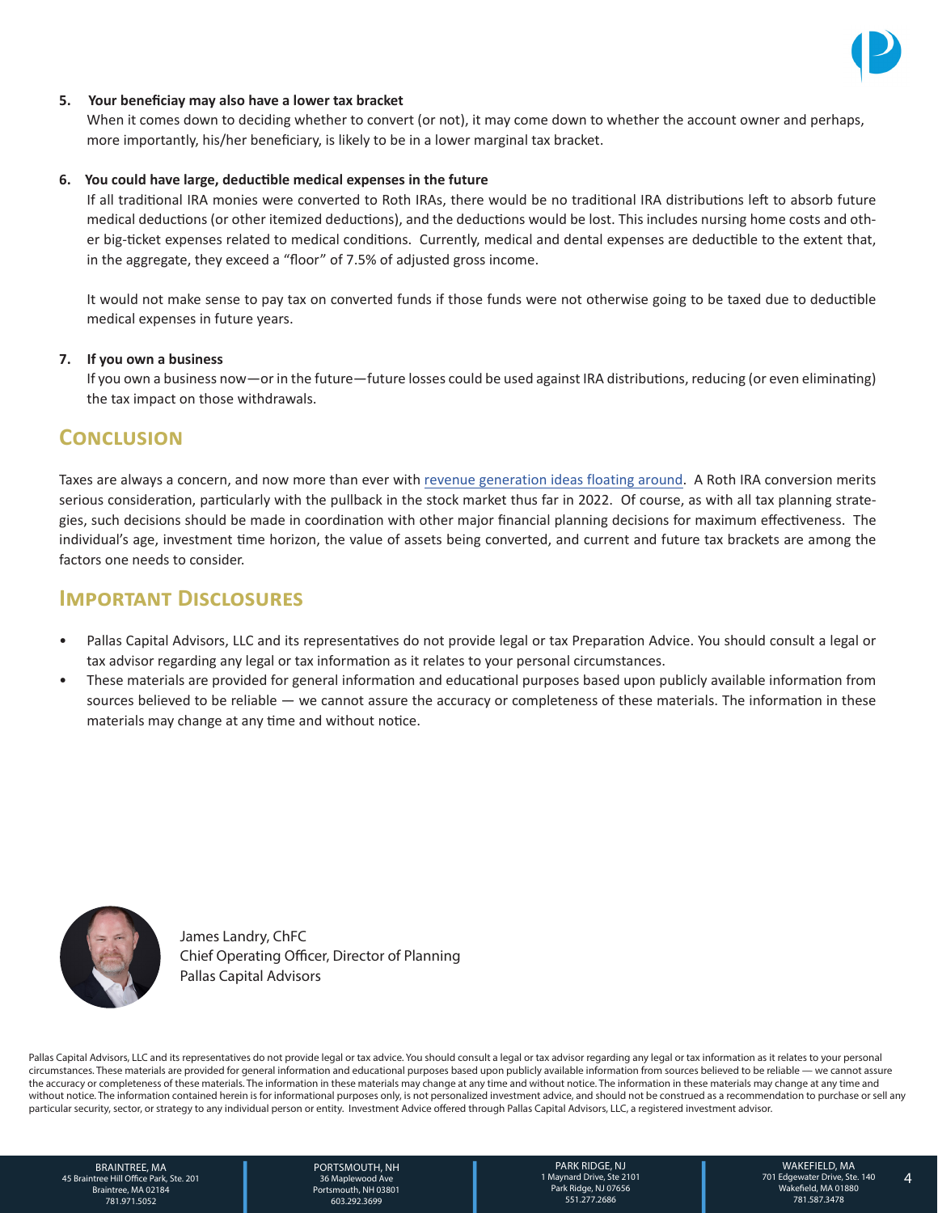5. **Your beneficiay may also have a lower tax bracket**
   When it comes down to deciding whether to convert (or not), it may come down to whether the account owner and perhaps, more importantly, his/her beneficiary, is likely to be in a lower marginal tax bracket.

6. **You could have large, deductible medical expenses in the future**
   If all traditional IRA monies were converted to Roth IRAs, there would be no traditional IRA distributions left to absorb future medical deductions (or other itemized deductions), and the deductions would be lost. This includes nursing home costs and other big-ticket expenses related to medical conditions. Currently, medical and dental expenses are deductible to the extent that, in the aggregate, they exceed a "floor" of 7.5% of adjusted gross income.

   It would not make sense to pay tax on converted funds if those funds were not otherwise going to be taxed due to deductible medical expenses in future years.

7. **If you own a business**
   If you own a business now—or in the future—future losses could be used against IRA distributions, reducing (or even eliminating) the tax impact on those withdrawals.

## Conclusion

Taxes are always a concern, and now more than ever with revenue generation ideas floating around. A Roth IRA conversion merits serious consideration, particularly with the pullback in the stock market thus far in 2022. Of course, as with all tax planning strategies, such decisions should be made in coordination with other major financial planning decisions for maximum effectiveness. The individual's age, investment time horizon, the value of assets being converted, and current and future tax brackets are among the factors one needs to consider.

## Important Disclosures

- Pallas Capital Advisors, LLC and its representatives do not provide legal or tax Preparation Advice. You should consult a legal or tax advisor regarding any legal or tax information as it relates to your personal circumstances.
- These materials are provided for general information and educational purposes based upon publicly available information from sources believed to be reliable — we cannot assure the accuracy or completeness of these materials. The information in these materials may change at any time and without notice.

James Landry, ChFC
Chief Operating Officer, Director of Planning
Pallas Capital Advisors

Pallas Capital Advisors, LLC and its representatives do not provide legal or tax advice. You should consult a legal or tax advisor regarding any legal or tax information as it relates to your personal circumstances. These materials are provided for general information and educational purposes based upon publicly available information from sources believed to be reliable — we cannot assure the accuracy or completeness of these materials. The information in these materials may change at any time and without notice. The information in these materials may change at any time and without notice. The information contained herein is for informational purposes only, is not personalized investment advice, and should not be construed as a recommendation to purchase or sell any particular security, sector, or strategy to any individual person or entity. Investment Advice offered through Pallas Capital Advisors, LLC, a registered investment advisor.

BRAINTREE, MA
45 Braintree Hill Office Park, Ste. 201
Braintree, MA 02184
781.971.5052

PORTSMOUTH, NH
36 Maplewood Ave
Portsmouth, NH 03801
603.292.3699

PARK RIDGE, NJ
1 Maynard Drive, Ste 2101
Park Ridge, NJ 07656
551.277.2686

WAKEFIELD, MA
701 Edgewater Drive, Ste. 140
Wakefield, MA 01880
781.587.3478